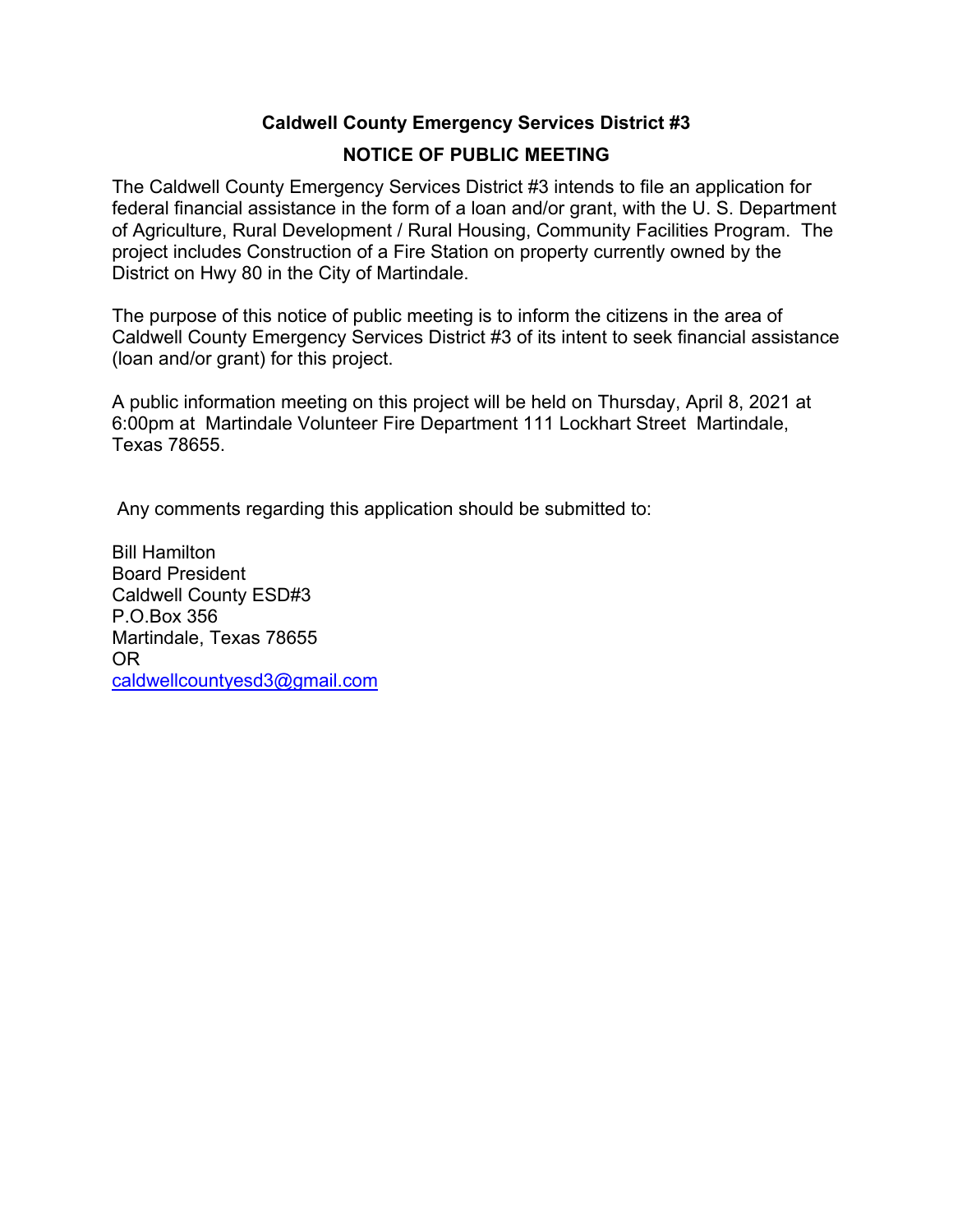## Caldwell County Emergency Services District #3

## NOTICE OF PUBLIC MEETING

The Caldwell County Emergency Services District #3 intends to file an application for federal financial assistance in the form of a loan and/or grant, with the U. S. Department of Agriculture, Rural Development / Rural Housing, Community Facilities Program. The project includes Construction of a Fire Station on property currently owned by the District on Hwy 80 in the City of Martindale.

The purpose of this notice of public meeting is to inform the citizens in the area of Caldwell County Emergency Services District #3 of its intent to seek financial assistance (loan and/or grant) for this project.

A public information meeting on this project will be held on Thursday, April 8, 2021 at 6:00pm at Martindale Volunteer Fire Department 111 Lockhart Street Martindale, Texas 78655.

Any comments regarding this application should be submitted to:

Bill Hamilton  
Board President  
Caldwell County ESD#3  
P.O.Box 356  
Martindale, Texas 78655  
OR  
caldwellcountyesd3@gmail.com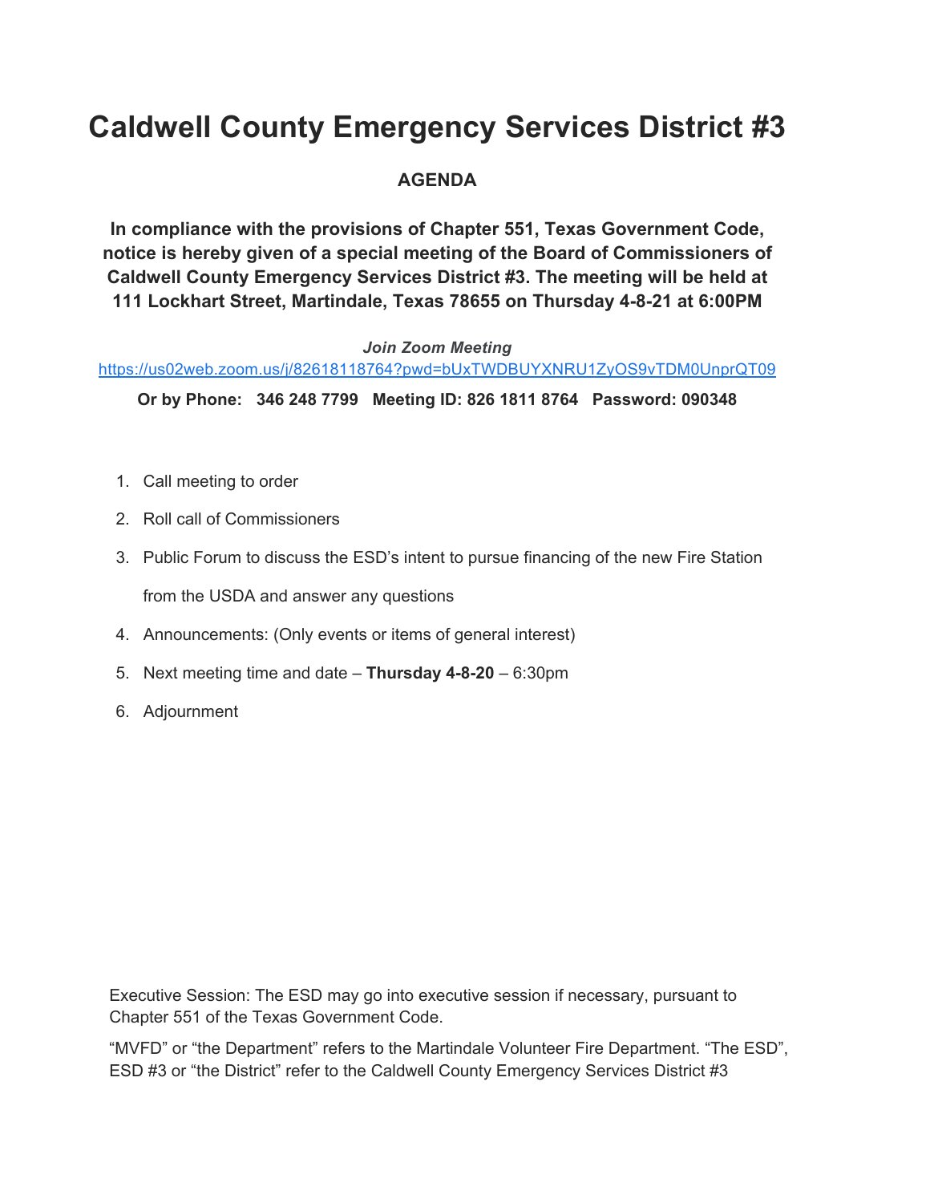# Caldwell County Emergency Services District #3

**AGENDA**

**In compliance with the provisions of Chapter 551, Texas Government Code, notice is hereby given of a special meeting of the Board of Commissioners of Caldwell County Emergency Services District #3. The meeting will be held at 111 Lockhart Street, Martindale, Texas 78655 on Thursday 4-8-21 at 6:00PM**

***Join Zoom Meeting***

https://us02web.zoom.us/j/82618118764?pwd=bUxTWDBUYXNRU1ZyOS9vTDM0UnprQT09

**Or by Phone: 346 248 7799 Meeting ID: 826 1811 8764 Password: 090348**

1. Call meeting to order
2. Roll call of Commissioners
3. Public Forum to discuss the ESD's intent to pursue financing of the new Fire Station from the USDA and answer any questions
4. Announcements: (Only events or items of general interest)
5. Next meeting time and date – **Thursday 4-8-20** – 6:30pm
6. Adjournment

Executive Session: The ESD may go into executive session if necessary, pursuant to Chapter 551 of the Texas Government Code.

"MVFD" or "the Department" refers to the Martindale Volunteer Fire Department. "The ESD", ESD #3 or "the District" refer to the Caldwell County Emergency Services District #3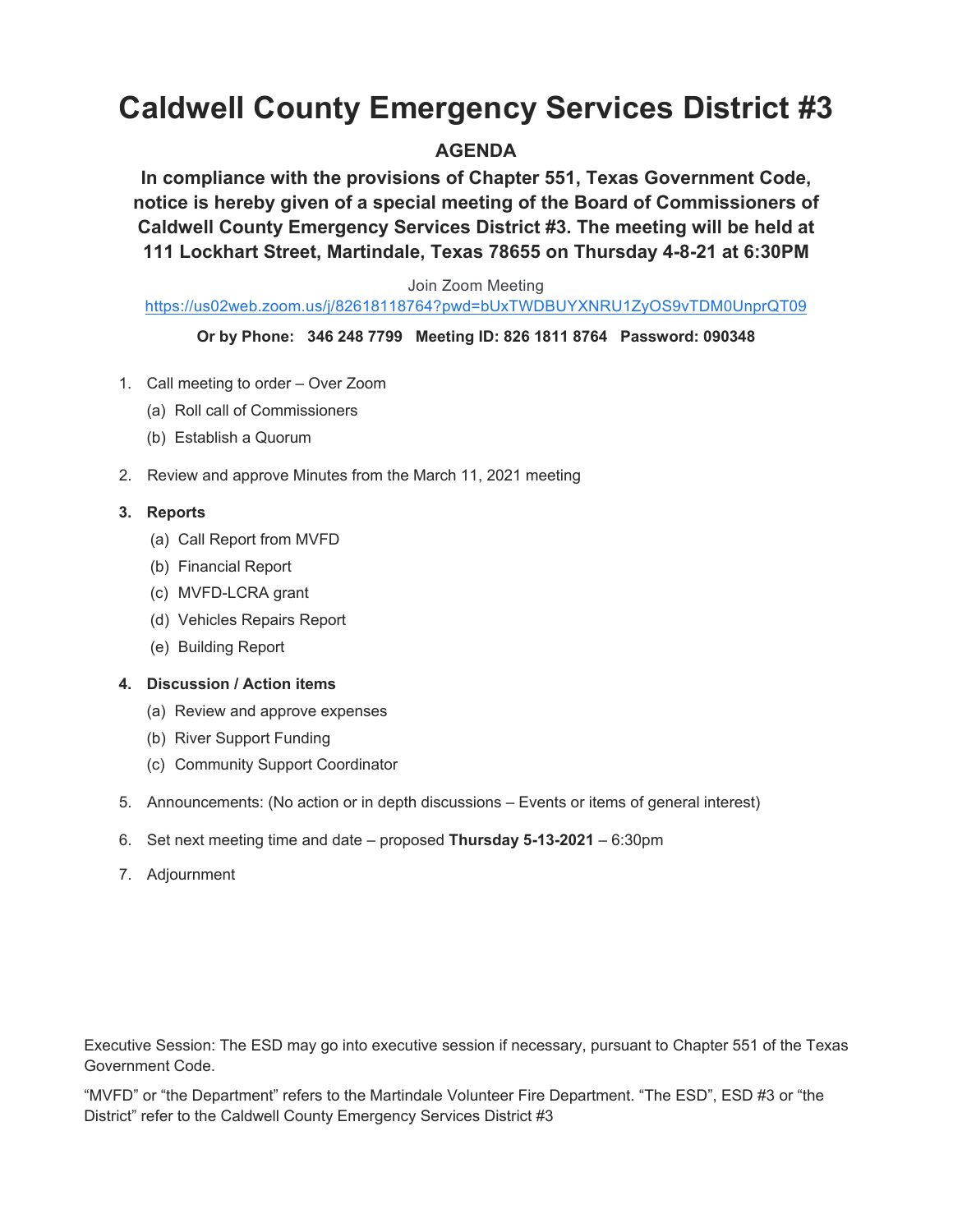# Caldwell County Emergency Services District #3

## AGENDA

**In compliance with the provisions of Chapter 551, Texas Government Code, notice is hereby given of a special meeting of the Board of Commissioners of Caldwell County Emergency Services District #3. The meeting will be held at 111 Lockhart Street, Martindale, Texas 78655 on Thursday 4-8-21 at 6:30PM**

Join Zoom Meeting
https://us02web.zoom.us/j/82618118764?pwd=bUxTWDBUYXNRU1ZyOS9vTDM0UnprQT09

**Or by Phone: 346 248 7799 Meeting ID: 826 1811 8764 Password: 090348**

1. Call meeting to order – Over Zoom
   (a) Roll call of Commissioners
   (b) Establish a Quorum
2. Review and approve Minutes from the March 11, 2021 meeting
3. **Reports**
   (a) Call Report from MVFD
   (b) Financial Report
   (c) MVFD-LCRA grant
   (d) Vehicles Repairs Report
   (e) Building Report
4. **Discussion / Action items**
   (a) Review and approve expenses
   (b) River Support Funding
   (c) Community Support Coordinator
5. Announcements: (No action or in depth discussions – Events or items of general interest)
6. Set next meeting time and date – proposed **Thursday 5-13-2021** – 6:30pm
7. Adjournment

Executive Session: The ESD may go into executive session if necessary, pursuant to Chapter 551 of the Texas Government Code.

"MVFD" or "the Department" refers to the Martindale Volunteer Fire Department. "The ESD", ESD #3 or "the District" refer to the Caldwell County Emergency Services District #3